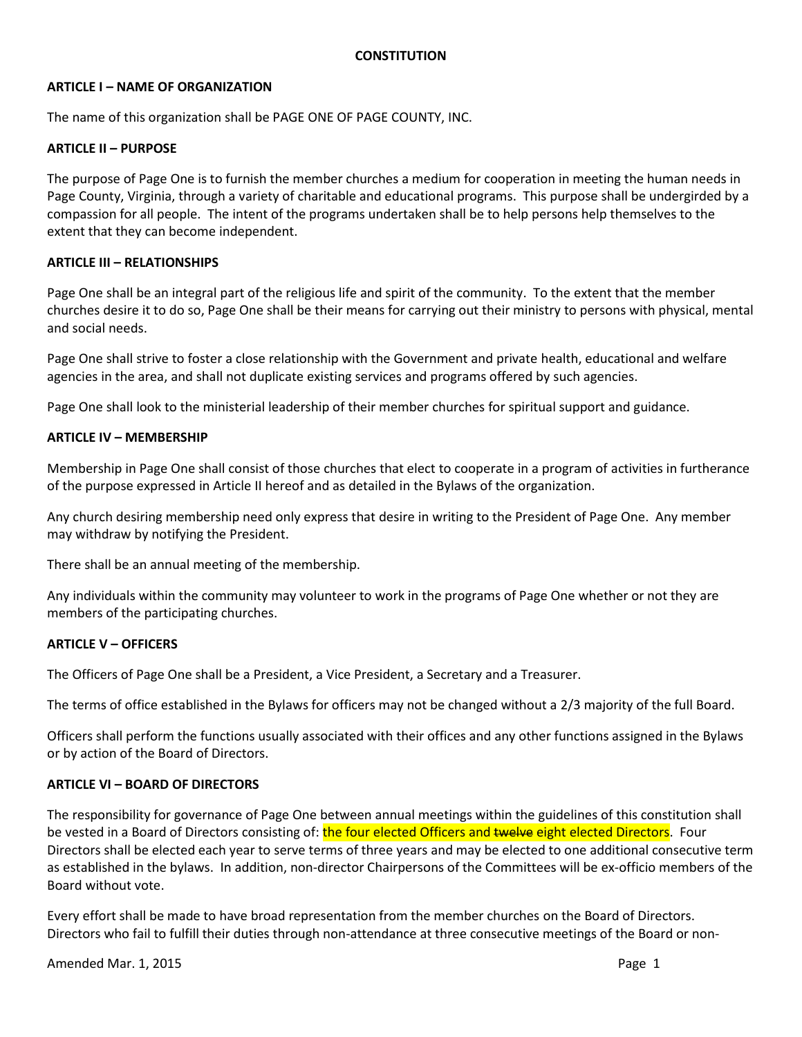# CONSTITUTION

## ARTICLE I – NAME OF ORGANIZATION

The name of this organization shall be PAGE ONE OF PAGE COUNTY, INC.

## ARTICLE II – PURPOSE

The purpose of Page One is to furnish the member churches a medium for cooperation in meeting the human needs in Page County, Virginia, through a variety of charitable and educational programs. This purpose shall be undergirded by a compassion for all people. The intent of the programs undertaken shall be to help persons help themselves to the extent that they can become independent.

## ARTICLE III – RELATIONSHIPS

Page One shall be an integral part of the religious life and spirit of the community. To the extent that the member churches desire it to do so, Page One shall be their means for carrying out their ministry to persons with physical, mental and social needs.

Page One shall strive to foster a close relationship with the Government and private health, educational and welfare agencies in the area, and shall not duplicate existing services and programs offered by such agencies.

Page One shall look to the ministerial leadership of their member churches for spiritual support and guidance.

## ARTICLE IV – MEMBERSHIP

Membership in Page One shall consist of those churches that elect to cooperate in a program of activities in furtherance of the purpose expressed in Article II hereof and as detailed in the Bylaws of the organization.

Any church desiring membership need only express that desire in writing to the President of Page One. Any member may withdraw by notifying the President.

There shall be an annual meeting of the membership.

Any individuals within the community may volunteer to work in the programs of Page One whether or not they are members of the participating churches.

## ARTICLE V – OFFICERS

The Officers of Page One shall be a President, a Vice President, a Secretary and a Treasurer.

The terms of office established in the Bylaws for officers may not be changed without a 2/3 majority of the full Board.

Officers shall perform the functions usually associated with their offices and any other functions assigned in the Bylaws or by action of the Board of Directors.

## ARTICLE VI – BOARD OF DIRECTORS

The responsibility for governance of Page One between annual meetings within the guidelines of this constitution shall be vested in a Board of Directors consisting of: the four elected Officers and ~~twelve~~ eight elected Directors. Four Directors shall be elected each year to serve terms of three years and may be elected to one additional consecutive term as established in the bylaws. In addition, non-director Chairpersons of the Committees will be ex-officio members of the Board without vote.

Every effort shall be made to have broad representation from the member churches on the Board of Directors. Directors who fail to fulfill their duties through non-attendance at three consecutive meetings of the Board or non-

Amended Mar. 1, 2015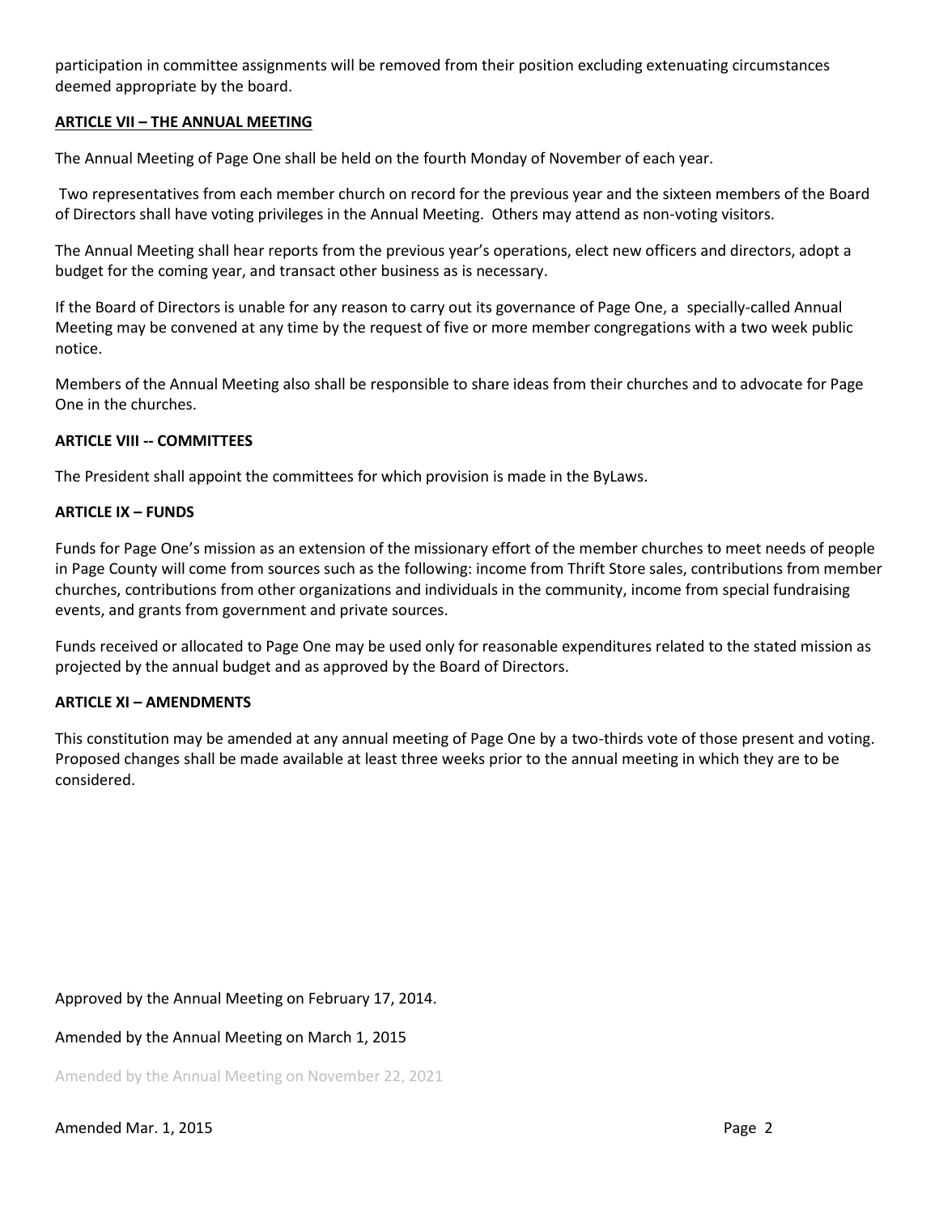participation in committee assignments will be removed from their position excluding extenuating circumstances deemed appropriate by the board.

**ARTICLE VII – THE ANNUAL MEETING**

The Annual Meeting of Page One shall be held on the fourth Monday of November of each year.

Two representatives from each member church on record for the previous year and the sixteen members of the Board of Directors shall have voting privileges in the Annual Meeting. Others may attend as non-voting visitors.

The Annual Meeting shall hear reports from the previous year's operations, elect new officers and directors, adopt a budget for the coming year, and transact other business as is necessary.

If the Board of Directors is unable for any reason to carry out its governance of Page One, a specially-called Annual Meeting may be convened at any time by the request of five or more member congregations with a two week public notice.

Members of the Annual Meeting also shall be responsible to share ideas from their churches and to advocate for Page One in the churches.

**ARTICLE VIII -- COMMITTEES**

The President shall appoint the committees for which provision is made in the ByLaws.

**ARTICLE IX – FUNDS**

Funds for Page One's mission as an extension of the missionary effort of the member churches to meet needs of people in Page County will come from sources such as the following: income from Thrift Store sales, contributions from member churches, contributions from other organizations and individuals in the community, income from special fundraising events, and grants from government and private sources.

Funds received or allocated to Page One may be used only for reasonable expenditures related to the stated mission as projected by the annual budget and as approved by the Board of Directors.

**ARTICLE XI – AMENDMENTS**

This constitution may be amended at any annual meeting of Page One by a two-thirds vote of those present and voting. Proposed changes shall be made available at least three weeks prior to the annual meeting in which they are to be considered.

Approved by the Annual Meeting on February 17, 2014.

Amended by the Annual Meeting on March 1, 2015

Amended by the Annual Meeting on November 22, 2021